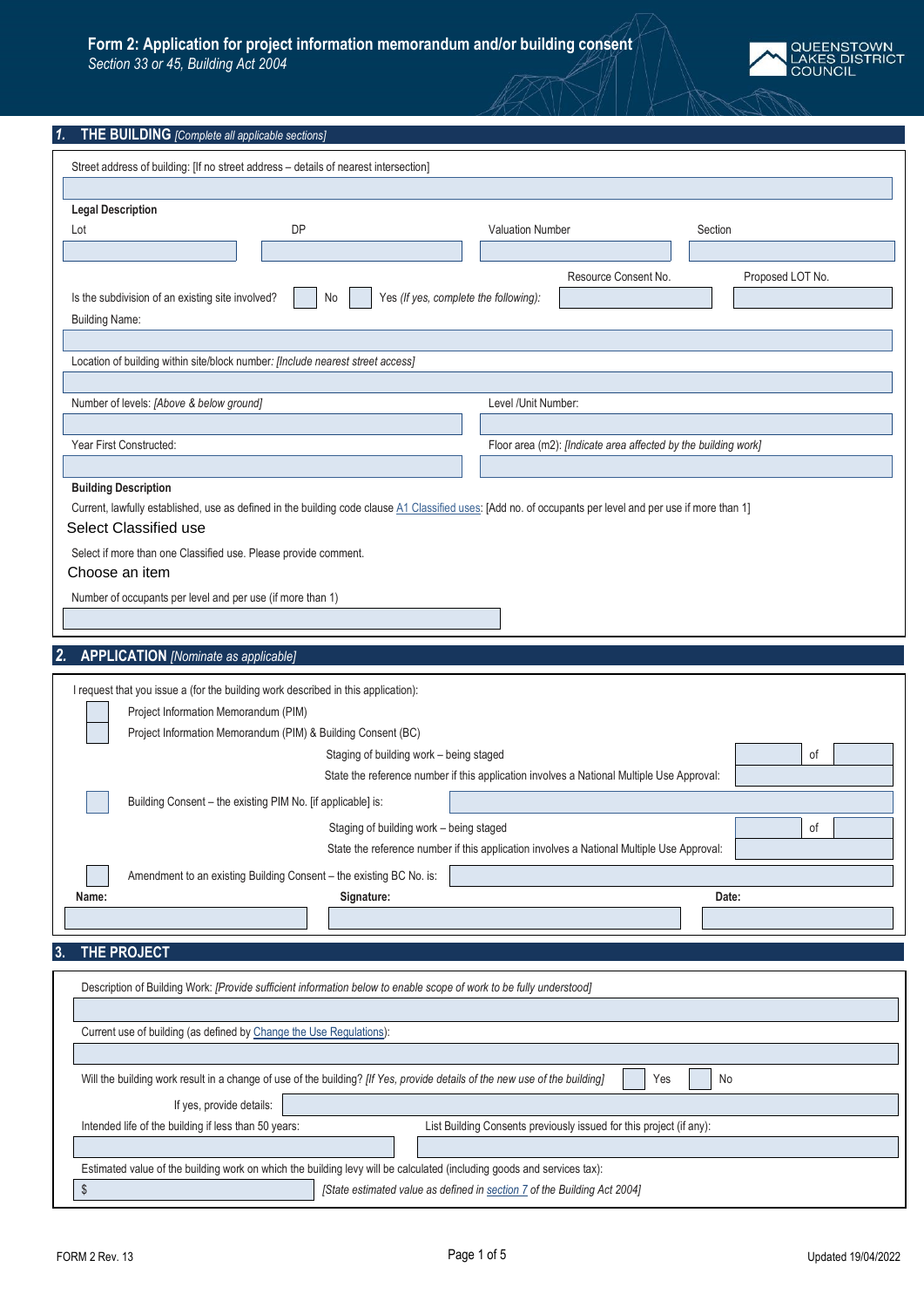# Form 2: Application for project information memorandum and/or building consent

*Section 33 or 45, Building Act 2004*

QUEENSTOWN LAKES DISTRICT COUNCIL

## 1. THE BUILDING *[Complete all applicable sections]*

Street address of building: [If no street address – details of nearest intersection]

**Legal Description**

| Lot | DP | Valuation Number | Section |
|---|---|---|---|
| | | | |

Is the subdivision of an existing site involved? ☐ No ☐ Yes *(If yes, complete the following)*:

| Resource Consent No. | Proposed LOT No. |
|---|---|
| | |

Building Name:

Location of building within site/block number: *[Include nearest street access]*

Number of levels: *[Above & below ground]*

Level /Unit Number:

Year First Constructed:

Floor area (m2): *[Indicate area affected by the building work]*

**Building Description**

Current, lawfully established, use as defined in the building code clause A1 Classified uses: [Add no. of occupants per level and per use if more than 1]

Select Classified use

Select if more than one Classified use. Please provide comment.

Choose an item

Number of occupants per level and per use (if more than 1)

## 2. APPLICATION *[Nominate as applicable]*

I request that you issue a (for the building work described in this application):

☐ Project Information Memorandum (PIM)

☐ Project Information Memorandum (PIM) & Building Consent (BC)

Staging of building work – being staged ____ of ____

State the reference number if this application involves a National Multiple Use Approval:

☐ Building Consent – the existing PIM No. [if applicable] is:

Staging of building work – being staged ____ of ____

State the reference number if this application involves a National Multiple Use Approval:

☐ Amendment to an existing Building Consent – the existing BC No. is:

| **Name:** | **Signature:** | **Date:** |
|---|---|---|
| | | |

## 3. THE PROJECT

Description of Building Work: *[Provide sufficient information below to enable scope of work to be fully understood]*

Current use of building (as defined by Change the Use Regulations):

Will the building work result in a change of use of the building? *[If Yes, provide details of the new use of the building]* ☐ Yes ☐ No

If yes, provide details:

Intended life of the building if less than 50 years:

List Building Consents previously issued for this project (if any):

Estimated value of the building work on which the building levy will be calculated (including goods and services tax):

$ *[State estimated value as defined in section 7 of the Building Act 2004]*

FORM 2 Rev. 13 Updated 19/04/2022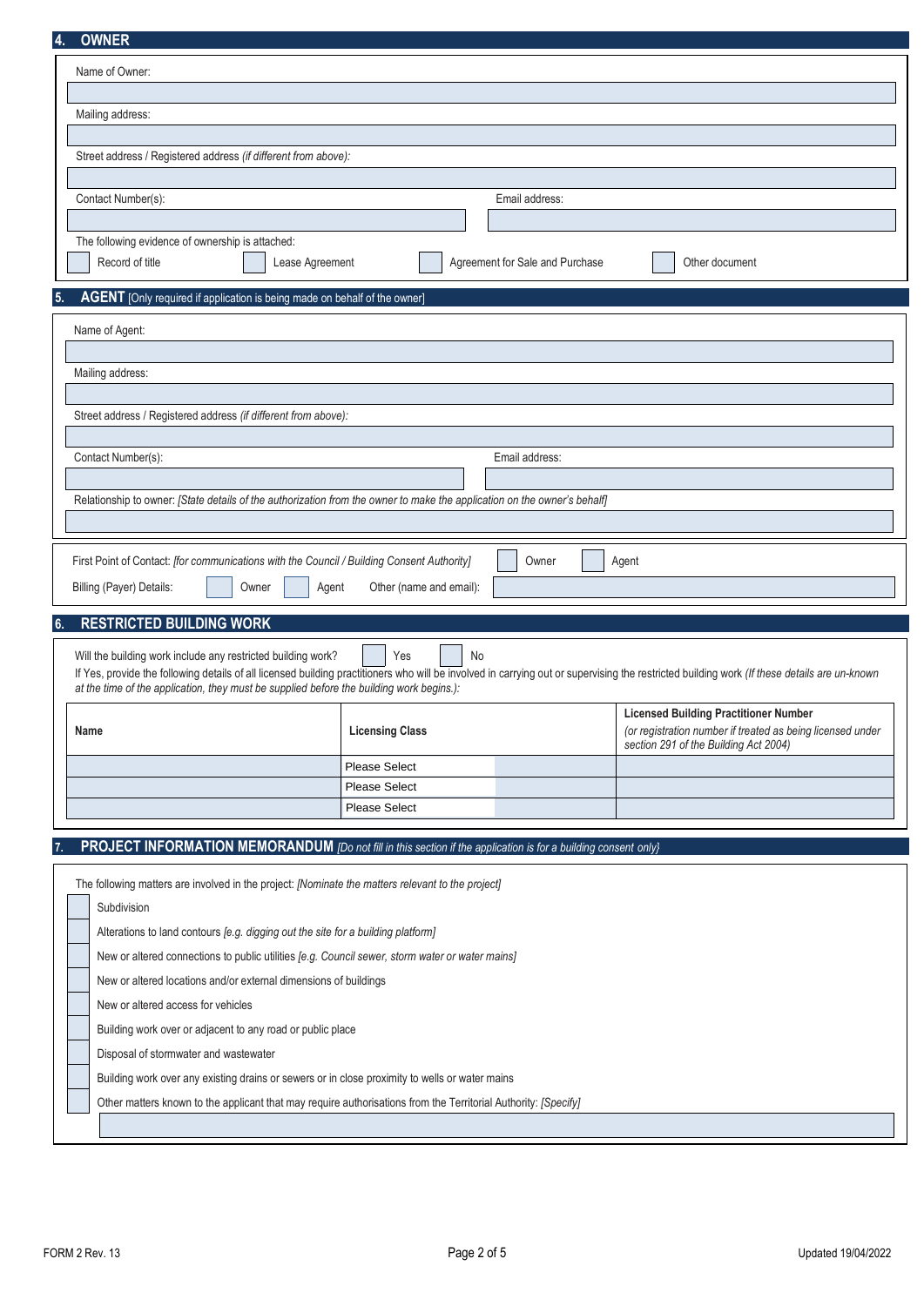## 4. OWNER

Name of Owner:

Mailing address:

Street address / Registered address *(if different from above)*:

Contact Number(s):

Email address:

The following evidence of ownership is attached:

☐ Record of title ☐ Lease Agreement ☐ Agreement for Sale and Purchase ☐ Other document

## 5. AGENT [Only required if application is being made on behalf of the owner]

Name of Agent:

Mailing address:

Street address / Registered address *(if different from above)*:

Contact Number(s):

Email address:

Relationship to owner: *[State details of the authorization from the owner to make the application on the owner's behalf]*

First Point of Contact: *[for communications with the Council / Building Consent Authority]* ☐ Owner ☐ Agent

Billing (Payer) Details: ☐ Owner ☐ Agent Other (name and email):

## 6. RESTRICTED BUILDING WORK

Will the building work include any restricted building work? ☐ Yes ☐ No

If Yes, provide the following details of all licensed building practitioners who will be involved in carrying out or supervising the restricted building work *(If these details are un-known at the time of the application, they must be supplied before the building work begins.)*:

| Name | Licensing Class | | Licensed Building Practitioner Number *(or registration number if treated as being licensed under section 291 of the Building Act 2004)* |
|---|---|---|---|
| | Please Select | | |
| | Please Select | | |
| | Please Select | | |

## 7. PROJECT INFORMATION MEMORANDUM *[Do not fill in this section if the application is for a building consent only}*

The following matters are involved in the project: *[Nominate the matters relevant to the project]*

☐ Subdivision

☐ Alterations to land contours *[e.g. digging out the site for a building platform]*

☐ New or altered connections to public utilities *[e.g. Council sewer, storm water or water mains]*

☐ New or altered locations and/or external dimensions of buildings

☐ New or altered access for vehicles

☐ Building work over or adjacent to any road or public place

☐ Disposal of stormwater and wastewater

☐ Building work over any existing drains or sewers or in close proximity to wells or water mains

☐ Other matters known to the applicant that may require authorisations from the Territorial Authority: *[Specify]*

FORM 2 Rev. 13

Updated 19/04/2022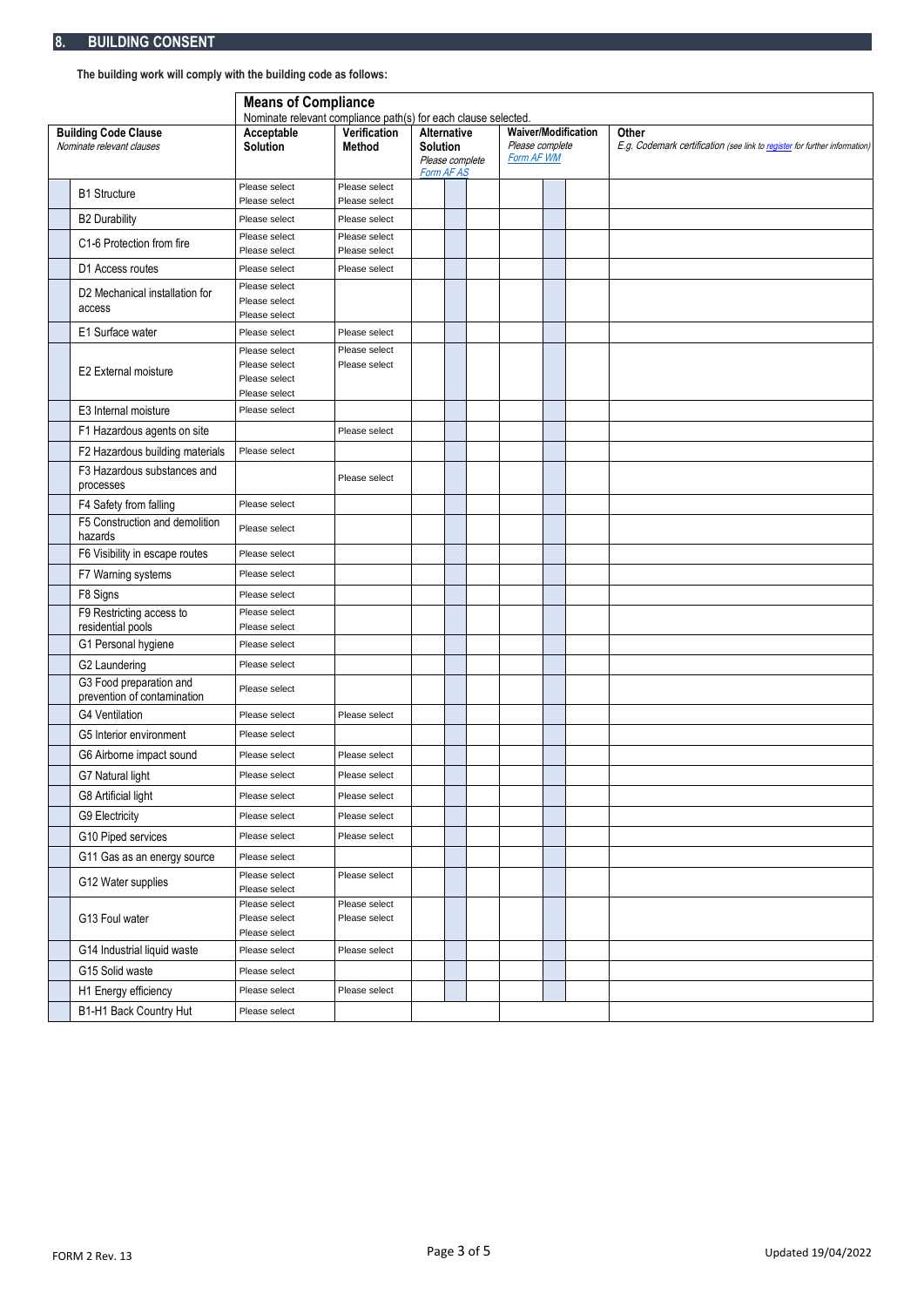## 8. BUILDING CONSENT

**The building work will comply with the building code as follows:**

| Building Code Clause *Nominate relevant clauses* | Means of Compliance *Nominate relevant compliance path(s) for each clause selected.* Acceptable Solution | Verification Method | Alternative Solution *Please complete Form AF AS* | Waiver/Modification *Please complete Form AF WM* | Other *E.g. Codemark certification (see link to register for further information)* |
|---|---|---|---|---|---|
| B1 Structure | Please select Please select | Please select Please select | | | |
| B2 Durability | Please select | Please select | | | |
| C1-6 Protection from fire | Please select Please select | Please select Please select | | | |
| D1 Access routes | Please select | Please select | | | |
| D2 Mechanical installation for access | Please select Please select Please select | | | | |
| E1 Surface water | Please select | Please select | | | |
| E2 External moisture | Please select Please select Please select Please select | Please select Please select | | | |
| E3 Internal moisture | Please select | | | | |
| F1 Hazardous agents on site | | Please select | | | |
| F2 Hazardous building materials | Please select | | | | |
| F3 Hazardous substances and processes | | Please select | | | |
| F4 Safety from falling | Please select | | | | |
| F5 Construction and demolition hazards | Please select | | | | |
| F6 Visibility in escape routes | Please select | | | | |
| F7 Warning systems | Please select | | | | |
| F8 Signs | Please select | | | | |
| F9 Restricting access to residential pools | Please select Please select | | | | |
| G1 Personal hygiene | Please select | | | | |
| G2 Laundering | Please select | | | | |
| G3 Food preparation and prevention of contamination | Please select | | | | |
| G4 Ventilation | Please select | Please select | | | |
| G5 Interior environment | Please select | | | | |
| G6 Airborne impact sound | Please select | Please select | | | |
| G7 Natural light | Please select | Please select | | | |
| G8 Artificial light | Please select | Please select | | | |
| G9 Electricity | Please select | Please select | | | |
| G10 Piped services | Please select | Please select | | | |
| G11 Gas as an energy source | Please select | | | | |
| G12 Water supplies | Please select Please select | Please select | | | |
| G13 Foul water | Please select Please select Please select | Please select Please select | | | |
| G14 Industrial liquid waste | Please select | Please select | | | |
| G15 Solid waste | Please select | | | | |
| H1 Energy efficiency | Please select | Please select | | | |
| B1-H1 Back Country Hut | Please select | | | | |

FORM 2 Rev. 13 Updated 19/04/2022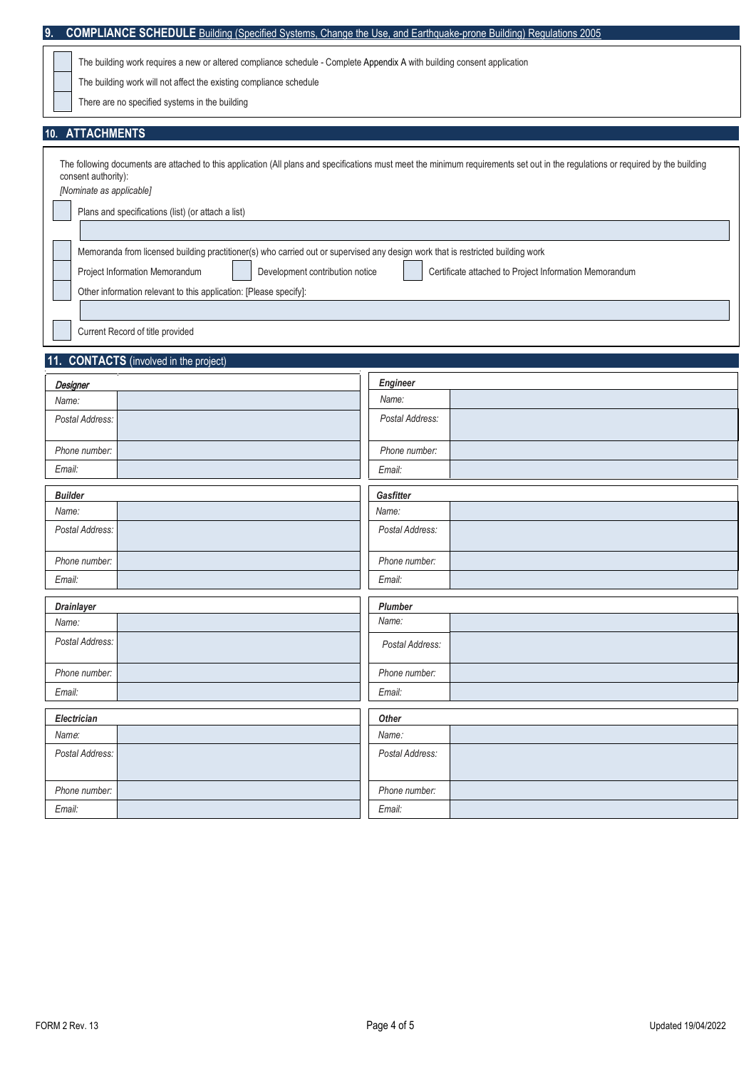## 9. COMPLIANCE SCHEDULE Building (Specified Systems, Change the Use, and Earthquake-prone Building) Regulations 2005

- ☐ The building work requires a new or altered compliance schedule - Complete Appendix A with building consent application
- ☐ The building work will not affect the existing compliance schedule
- ☐ There are no specified systems in the building

## 10. ATTACHMENTS

The following documents are attached to this application (All plans and specifications must meet the minimum requirements set out in the regulations or required by the building consent authority):

*[Nominate as applicable]*

- ☐ Plans and specifications (list) (or attach a list)

&nbsp;

- ☐ Memoranda from licensed building practitioner(s) who carried out or supervised any design work that is restricted building work
- ☐ Project Information Memorandum ☐ Development contribution notice ☐ Certificate attached to Project Information Memorandum
- ☐ Other information relevant to this application: [Please specify]:

&nbsp;

- ☐ Current Record of title provided

## 11. CONTACTS (involved in the project)

| ***Designer*** | |
|---|---|
| *Name:* | |
| *Postal Address:* | |
| *Phone number:* | |
| *Email:* | |

| ***Engineer*** | |
|---|---|
| *Name:* | |
| *Postal Address:* | |
| *Phone number:* | |
| *Email:* | |

| ***Builder*** | |
|---|---|
| *Name:* | |
| *Postal Address:* | |
| *Phone number:* | |
| *Email:* | |

| ***Gasfitter*** | |
|---|---|
| *Name:* | |
| *Postal Address:* | |
| *Phone number:* | |
| *Email:* | |

| ***Drainlayer*** | |
|---|---|
| *Name:* | |
| *Postal Address:* | |
| *Phone number:* | |
| *Email:* | |

| ***Plumber*** | |
|---|---|
| *Name:* | |
| *Postal Address:* | |
| *Phone number:* | |
| *Email:* | |

| ***Electrician*** | |
|---|---|
| *Name:* | |
| *Postal Address:* | |
| *Phone number:* | |
| *Email:* | |

| ***Other*** | |
|---|---|
| *Name:* | |
| *Postal Address:* | |
| *Phone number:* | |
| *Email:* | |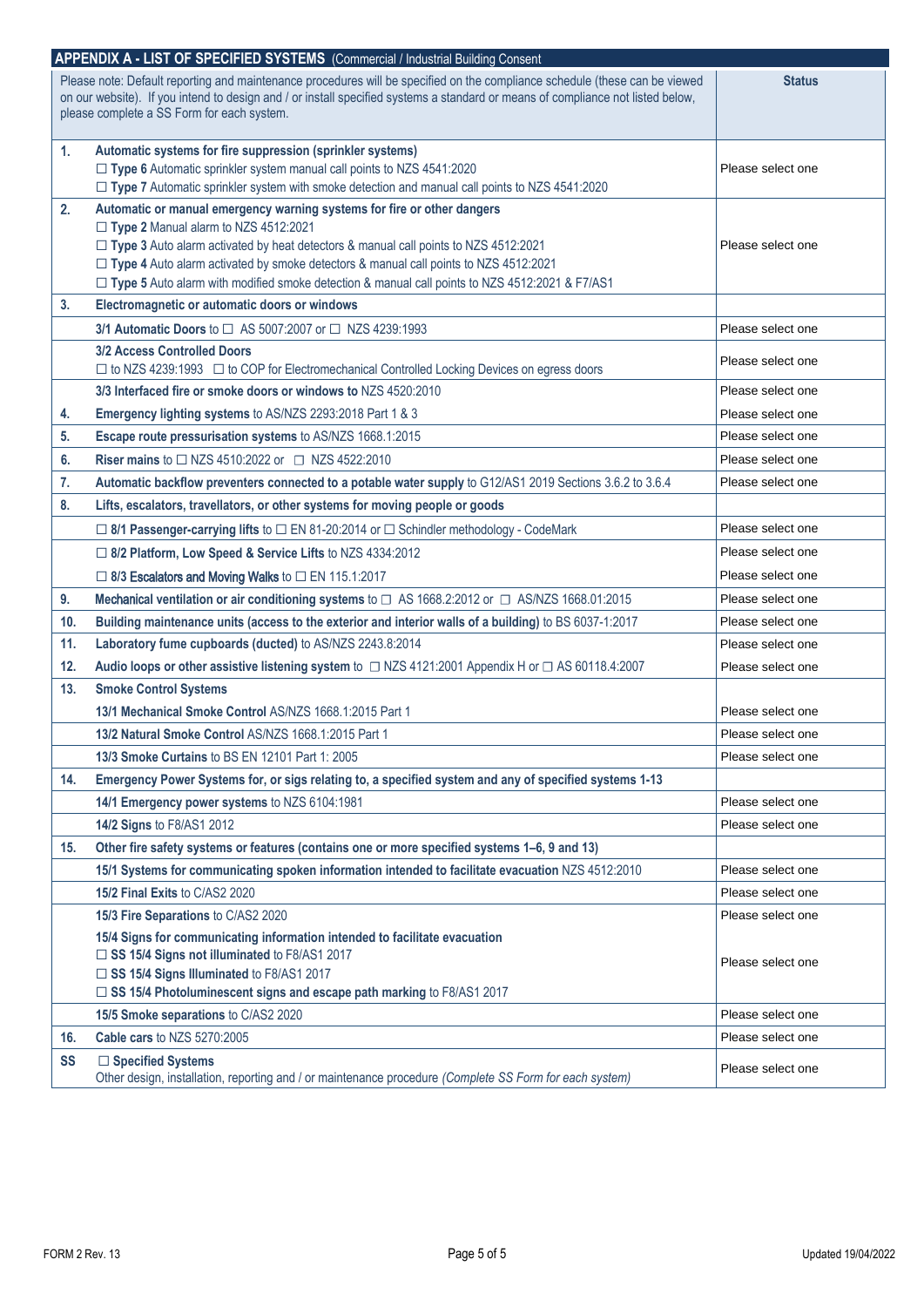| APPENDIX A - LIST OF SPECIFIED SYSTEMS (Commercial / Industrial Building Consent) | | |
|---|---|---|
| | Please note: Default reporting and maintenance procedures will be specified on the compliance schedule (these can be viewed on our website). If you intend to design and / or install specified systems a standard or means of compliance not listed below, please complete a SS Form for each system. | **Status** |
| **1.** | **Automatic systems for fire suppression (sprinkler systems)**<br>☐ **Type 6** Automatic sprinkler system manual call points to NZS 4541:2020<br>☐ **Type 7** Automatic sprinkler system with smoke detection and manual call points to NZS 4541:2020 | Please select one |
| **2.** | **Automatic or manual emergency warning systems for fire or other dangers**<br>☐ **Type 2** Manual alarm to NZS 4512:2021<br>☐ **Type 3** Auto alarm activated by heat detectors & manual call points to NZS 4512:2021<br>☐ **Type 4** Auto alarm activated by smoke detectors & manual call points to NZS 4512:2021<br>☐ **Type 5** Auto alarm with modified smoke detection & manual call points to NZS 4512:2021 & F7/AS1 | Please select one |
| **3.** | **Electromagnetic or automatic doors or windows** | |
| | **3/1 Automatic Doors** to ☐ AS 5007:2007 or ☐ NZS 4239:1993 | Please select one |
| | **3/2 Access Controlled Doors**<br>☐ to NZS 4239:1993 ☐ to COP for Electromechanical Controlled Locking Devices on egress doors | Please select one |
| | **3/3 Interfaced fire or smoke doors or windows to** NZS 4520:2010 | Please select one |
| **4.** | **Emergency lighting systems** to AS/NZS 2293:2018 Part 1 & 3 | Please select one |
| **5.** | **Escape route pressurisation systems** to AS/NZS 1668.1:2015 | Please select one |
| **6.** | **Riser mains** to ☐ NZS 4510:2022 or ☐ NZS 4522:2010 | Please select one |
| **7.** | **Automatic backflow preventers connected to a potable water supply** to G12/AS1 2019 Sections 3.6.2 to 3.6.4 | Please select one |
| **8.** | **Lifts, escalators, travellators, or other systems for moving people or goods** | |
| | ☐ **8/1 Passenger-carrying lifts** to ☐ EN 81-20:2014 or ☐ Schindler methodology - CodeMark | Please select one |
| | ☐ **8/2 Platform, Low Speed & Service Lifts** to NZS 4334:2012 | Please select one |
| | ☐ **8/3 Escalators and Moving Walks** to ☐ EN 115.1:2017 | Please select one |
| **9.** | **Mechanical ventilation or air conditioning systems** to ☐ AS 1668.2:2012 or ☐ AS/NZS 1668.01:2015 | Please select one |
| **10.** | **Building maintenance units (access to the exterior and interior walls of a building)** to BS 6037-1:2017 | Please select one |
| **11.** | **Laboratory fume cupboards (ducted)** to AS/NZS 2243.8:2014 | Please select one |
| **12.** | **Audio loops or other assistive listening system** to ☐ NZS 4121:2001 Appendix H or ☐ AS 60118.4:2007 | Please select one |
| **13.** | **Smoke Control Systems** | |
| | **13/1 Mechanical Smoke Control** AS/NZS 1668.1:2015 Part 1 | Please select one |
| | **13/2 Natural Smoke Control** AS/NZS 1668.1:2015 Part 1 | Please select one |
| | **13/3 Smoke Curtains** to BS EN 12101 Part 1: 2005 | Please select one |
| **14.** | **Emergency Power Systems for, or sigs relating to, a specified system and any of specified systems 1-13** | |
| | **14/1 Emergency power systems** to NZS 6104:1981 | Please select one |
| | **14/2 Signs** to F8/AS1 2012 | Please select one |
| **15.** | **Other fire safety systems or features (contains one or more specified systems 1–6, 9 and 13)** | |
| | **15/1 Systems for communicating spoken information intended to facilitate evacuation** NZS 4512:2010 | Please select one |
| | **15/2 Final Exits** to C/AS2 2020 | Please select one |
| | **15/3 Fire Separations** to C/AS2 2020 | Please select one |
| | **15/4 Signs for communicating information intended to facilitate evacuation**<br>☐ **SS 15/4 Signs not illuminated** to F8/AS1 2017<br>☐ **SS 15/4 Signs Illuminated** to F8/AS1 2017<br>☐ **SS 15/4 Photoluminescent signs and escape path marking** to F8/AS1 2017 | Please select one |
| | **15/5 Smoke separations** to C/AS2 2020 | Please select one |
| **16.** | **Cable cars** to NZS 5270:2005 | Please select one |
| **SS** | ☐ **Specified Systems**<br>Other design, installation, reporting and / or maintenance procedure *(Complete SS Form for each system)* | Please select one |

FORM 2 Rev. 13 — Updated 19/04/2022